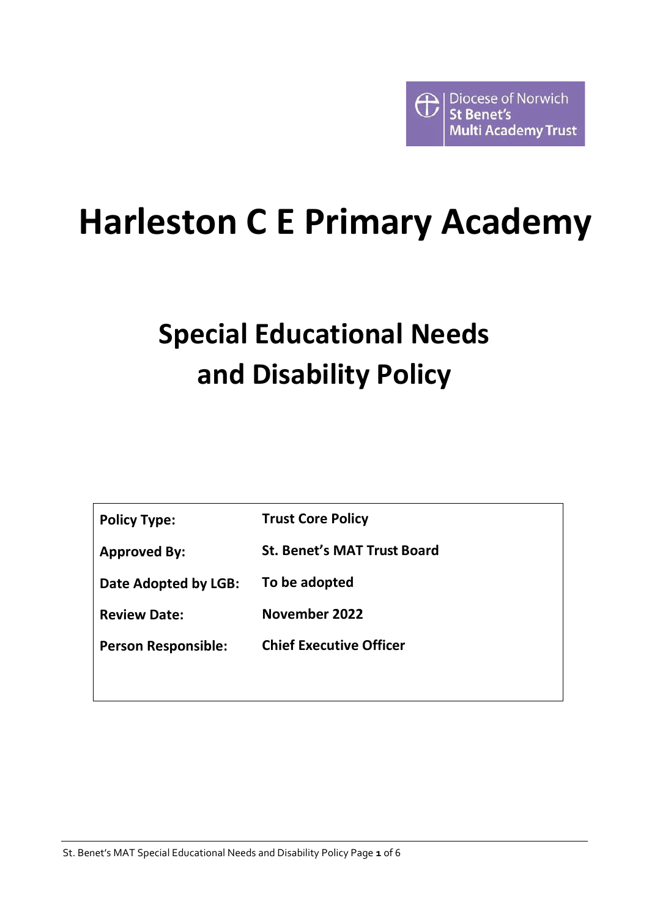Diocese of Norwich
St Benet's
Multi Academy Trust

# Harleston C E Primary Academy

## Special Educational Needs and Disability Policy

| | |
|---|---|
| **Policy Type:** | **Trust Core Policy** |
| **Approved By:** | **St. Benet's MAT Trust Board** |
| **Date Adopted by LGB:** | **To be adopted** |
| **Review Date:** | **November 2022** |
| **Person Responsible:** | **Chief Executive Officer** |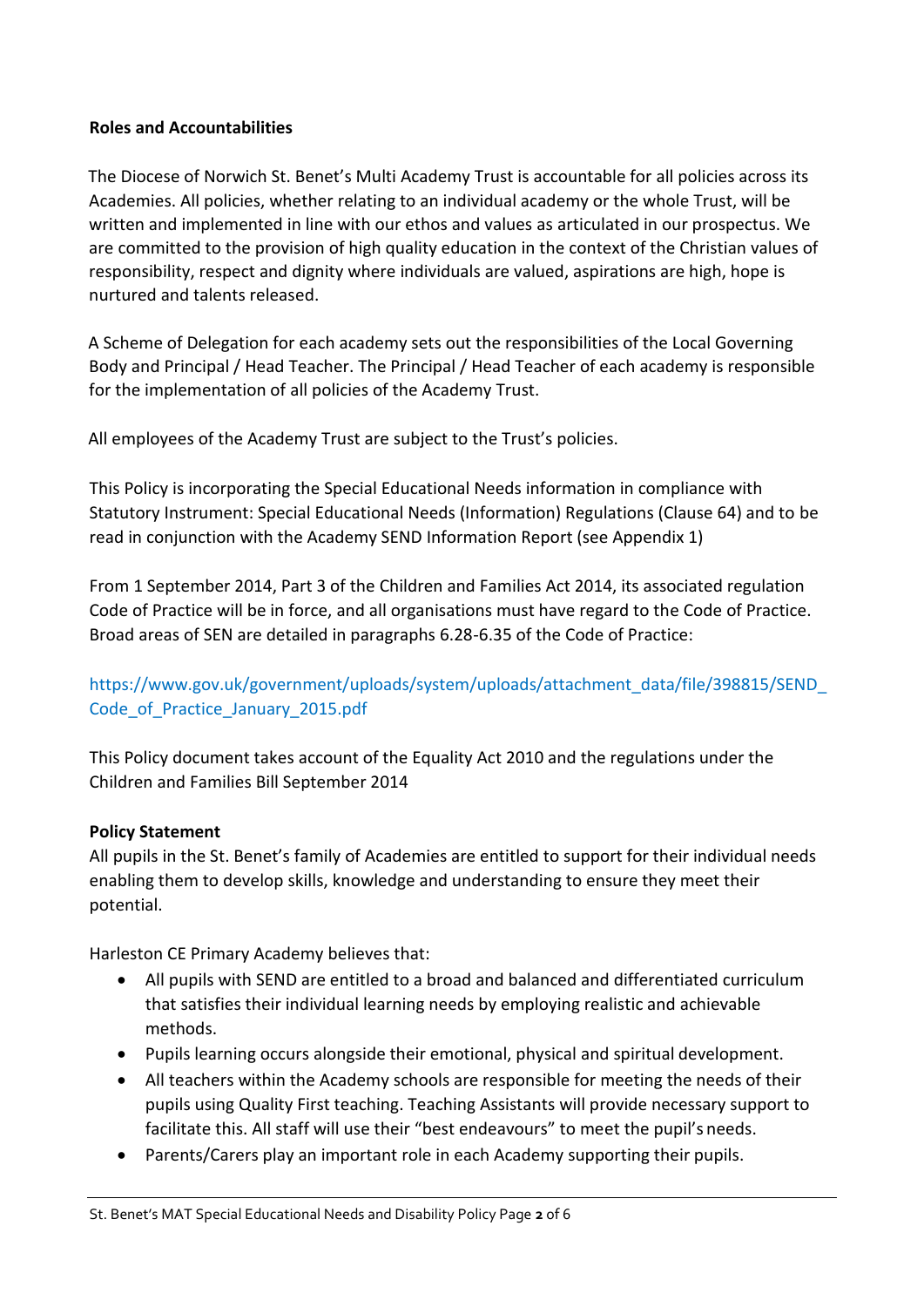**Roles and Accountabilities**

The Diocese of Norwich St. Benet's Multi Academy Trust is accountable for all policies across its Academies. All policies, whether relating to an individual academy or the whole Trust, will be written and implemented in line with our ethos and values as articulated in our prospectus. We are committed to the provision of high quality education in the context of the Christian values of responsibility, respect and dignity where individuals are valued, aspirations are high, hope is nurtured and talents released.

A Scheme of Delegation for each academy sets out the responsibilities of the Local Governing Body and Principal / Head Teacher. The Principal / Head Teacher of each academy is responsible for the implementation of all policies of the Academy Trust.

All employees of the Academy Trust are subject to the Trust's policies.

This Policy is incorporating the Special Educational Needs information in compliance with Statutory Instrument: Special Educational Needs (Information) Regulations (Clause 64) and to be read in conjunction with the Academy SEND Information Report (see Appendix 1)

From 1 September 2014, Part 3 of the Children and Families Act 2014, its associated regulation Code of Practice will be in force, and all organisations must have regard to the Code of Practice. Broad areas of SEN are detailed in paragraphs 6.28-6.35 of the Code of Practice:

https://www.gov.uk/government/uploads/system/uploads/attachment_data/file/398815/SEND_Code_of_Practice_January_2015.pdf

This Policy document takes account of the Equality Act 2010 and the regulations under the Children and Families Bill September 2014

**Policy Statement**

All pupils in the St. Benet's family of Academies are entitled to support for their individual needs enabling them to develop skills, knowledge and understanding to ensure they meet their potential.

Harleston CE Primary Academy believes that:

- All pupils with SEND are entitled to a broad and balanced and differentiated curriculum that satisfies their individual learning needs by employing realistic and achievable methods.
- Pupils learning occurs alongside their emotional, physical and spiritual development.
- All teachers within the Academy schools are responsible for meeting the needs of their pupils using Quality First teaching. Teaching Assistants will provide necessary support to facilitate this. All staff will use their "best endeavours" to meet the pupil's needs.
- Parents/Carers play an important role in each Academy supporting their pupils.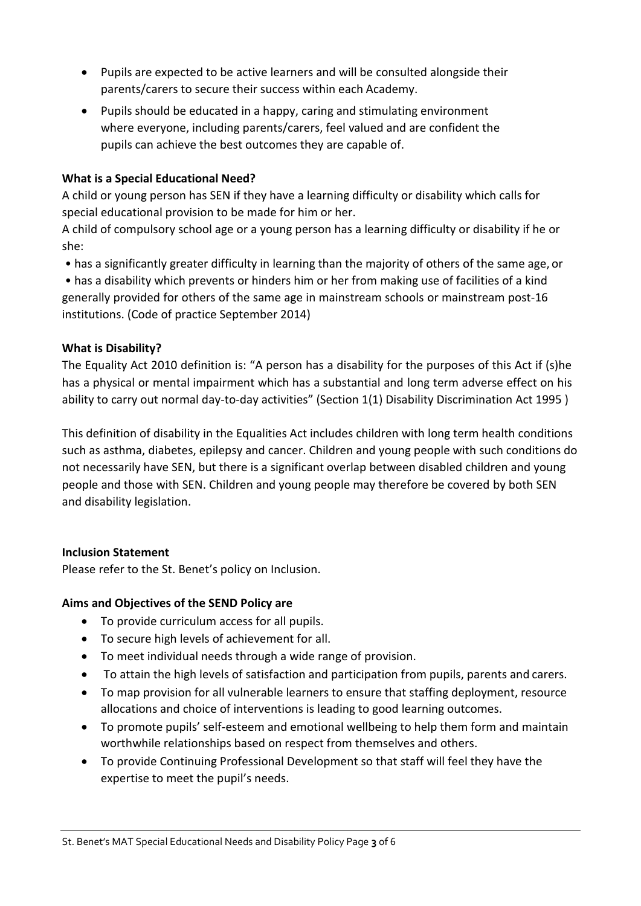- Pupils are expected to be active learners and will be consulted alongside their parents/carers to secure their success within each Academy.
- Pupils should be educated in a happy, caring and stimulating environment where everyone, including parents/carers, feel valued and are confident the pupils can achieve the best outcomes they are capable of.

**What is a Special Educational Need?**

A child or young person has SEN if they have a learning difficulty or disability which calls for special educational provision to be made for him or her.

A child of compulsory school age or a young person has a learning difficulty or disability if he or she:

• has a significantly greater difficulty in learning than the majority of others of the same age, or

• has a disability which prevents or hinders him or her from making use of facilities of a kind generally provided for others of the same age in mainstream schools or mainstream post-16 institutions. (Code of practice September 2014)

**What is Disability?**

The Equality Act 2010 definition is: "A person has a disability for the purposes of this Act if (s)he has a physical or mental impairment which has a substantial and long term adverse effect on his ability to carry out normal day-to-day activities" (Section 1(1) Disability Discrimination Act 1995 )

This definition of disability in the Equalities Act includes children with long term health conditions such as asthma, diabetes, epilepsy and cancer. Children and young people with such conditions do not necessarily have SEN, but there is a significant overlap between disabled children and young people and those with SEN. Children and young people may therefore be covered by both SEN and disability legislation.

**Inclusion Statement**

Please refer to the St. Benet's policy on Inclusion.

**Aims and Objectives of the SEND Policy are**

- To provide curriculum access for all pupils.
- To secure high levels of achievement for all.
- To meet individual needs through a wide range of provision.
- To attain the high levels of satisfaction and participation from pupils, parents and carers.
- To map provision for all vulnerable learners to ensure that staffing deployment, resource allocations and choice of interventions is leading to good learning outcomes.
- To promote pupils' self-esteem and emotional wellbeing to help them form and maintain worthwhile relationships based on respect from themselves and others.
- To provide Continuing Professional Development so that staff will feel they have the expertise to meet the pupil's needs.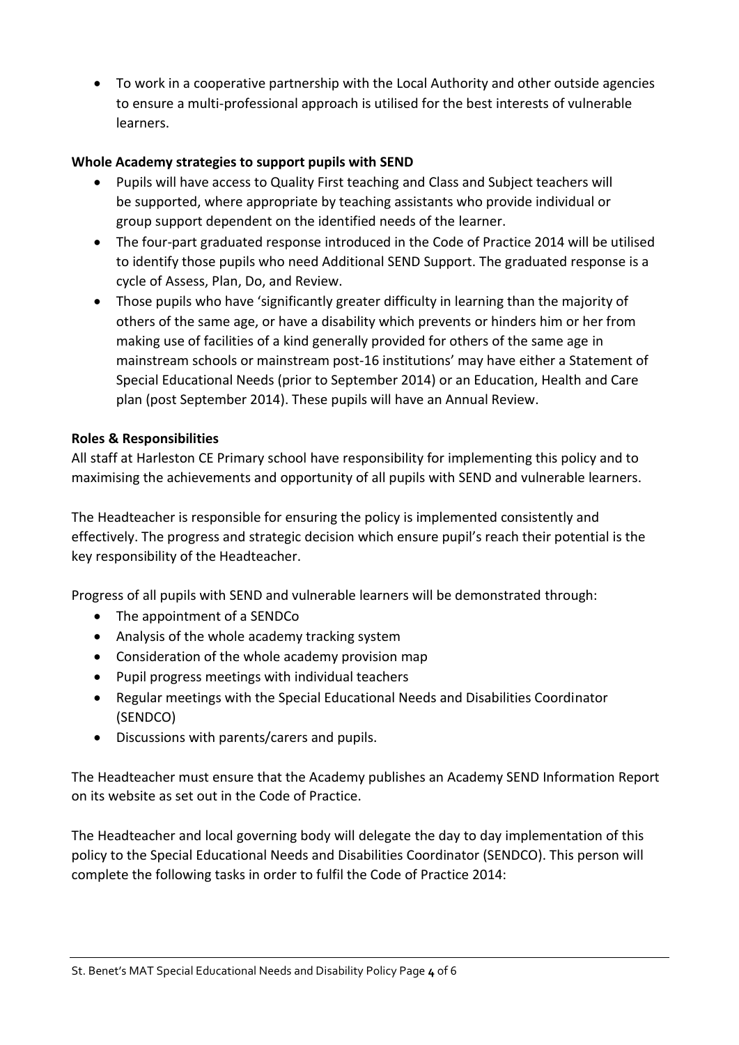- To work in a cooperative partnership with the Local Authority and other outside agencies to ensure a multi-professional approach is utilised for the best interests of vulnerable learners.

**Whole Academy strategies to support pupils with SEND**

- Pupils will have access to Quality First teaching and Class and Subject teachers will be supported, where appropriate by teaching assistants who provide individual or group support dependent on the identified needs of the learner.
- The four-part graduated response introduced in the Code of Practice 2014 will be utilised to identify those pupils who need Additional SEND Support. The graduated response is a cycle of Assess, Plan, Do, and Review.
- Those pupils who have 'significantly greater difficulty in learning than the majority of others of the same age, or have a disability which prevents or hinders him or her from making use of facilities of a kind generally provided for others of the same age in mainstream schools or mainstream post-16 institutions' may have either a Statement of Special Educational Needs (prior to September 2014) or an Education, Health and Care plan (post September 2014). These pupils will have an Annual Review.

**Roles & Responsibilities**

All staff at Harleston CE Primary school have responsibility for implementing this policy and to maximising the achievements and opportunity of all pupils with SEND and vulnerable learners.

The Headteacher is responsible for ensuring the policy is implemented consistently and effectively. The progress and strategic decision which ensure pupil's reach their potential is the key responsibility of the Headteacher.

Progress of all pupils with SEND and vulnerable learners will be demonstrated through:

- The appointment of a SENDCo
- Analysis of the whole academy tracking system
- Consideration of the whole academy provision map
- Pupil progress meetings with individual teachers
- Regular meetings with the Special Educational Needs and Disabilities Coordinator (SENDCO)
- Discussions with parents/carers and pupils.

The Headteacher must ensure that the Academy publishes an Academy SEND Information Report on its website as set out in the Code of Practice.

The Headteacher and local governing body will delegate the day to day implementation of this policy to the Special Educational Needs and Disabilities Coordinator (SENDCO). This person will complete the following tasks in order to fulfil the Code of Practice 2014: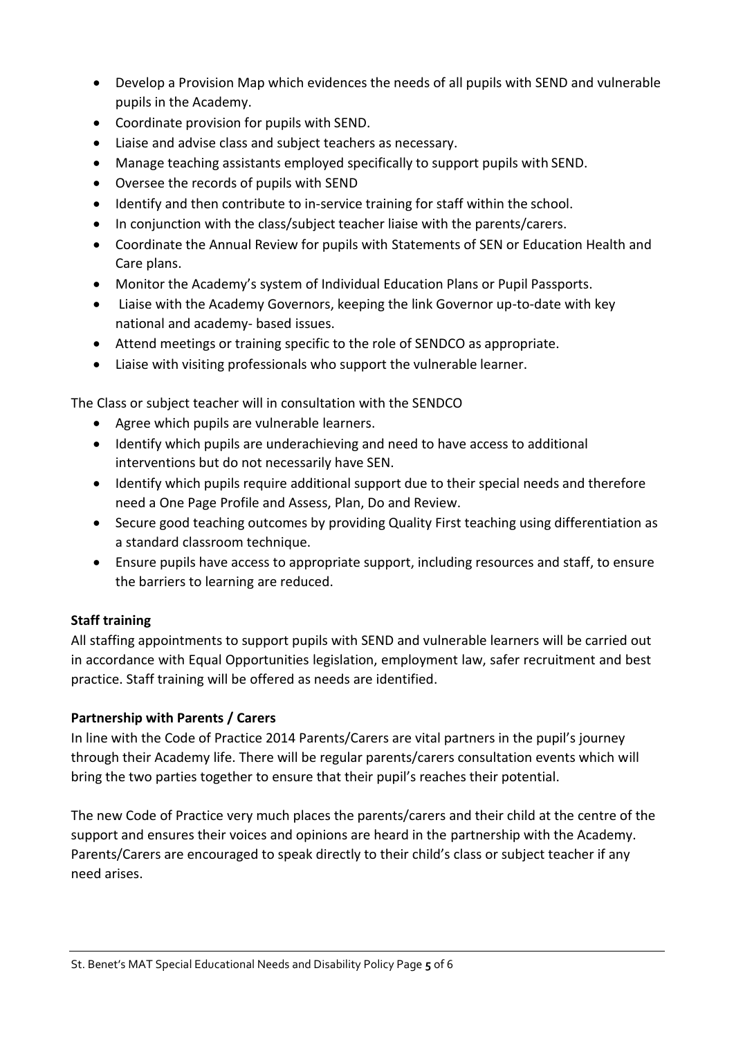- Develop a Provision Map which evidences the needs of all pupils with SEND and vulnerable pupils in the Academy.
- Coordinate provision for pupils with SEND.
- Liaise and advise class and subject teachers as necessary.
- Manage teaching assistants employed specifically to support pupils with SEND.
- Oversee the records of pupils with SEND
- Identify and then contribute to in-service training for staff within the school.
- In conjunction with the class/subject teacher liaise with the parents/carers.
- Coordinate the Annual Review for pupils with Statements of SEN or Education Health and Care plans.
- Monitor the Academy's system of Individual Education Plans or Pupil Passports.
- Liaise with the Academy Governors, keeping the link Governor up-to-date with key national and academy- based issues.
- Attend meetings or training specific to the role of SENDCO as appropriate.
- Liaise with visiting professionals who support the vulnerable learner.

The Class or subject teacher will in consultation with the SENDCO

- Agree which pupils are vulnerable learners.
- Identify which pupils are underachieving and need to have access to additional interventions but do not necessarily have SEN.
- Identify which pupils require additional support due to their special needs and therefore need a One Page Profile and Assess, Plan, Do and Review.
- Secure good teaching outcomes by providing Quality First teaching using differentiation as a standard classroom technique.
- Ensure pupils have access to appropriate support, including resources and staff, to ensure the barriers to learning are reduced.

**Staff training**

All staffing appointments to support pupils with SEND and vulnerable learners will be carried out in accordance with Equal Opportunities legislation, employment law, safer recruitment and best practice. Staff training will be offered as needs are identified.

**Partnership with Parents / Carers**

In line with the Code of Practice 2014 Parents/Carers are vital partners in the pupil's journey through their Academy life. There will be regular parents/carers consultation events which will bring the two parties together to ensure that their pupil's reaches their potential.

The new Code of Practice very much places the parents/carers and their child at the centre of the support and ensures their voices and opinions are heard in the partnership with the Academy. Parents/Carers are encouraged to speak directly to their child's class or subject teacher if any need arises.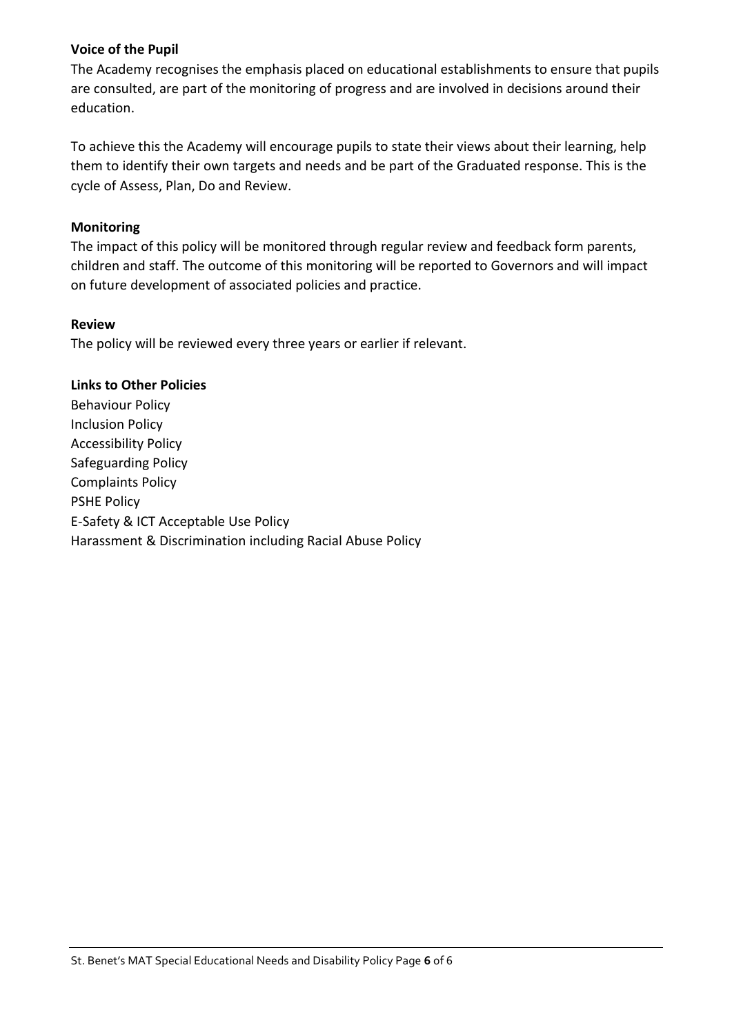**Voice of the Pupil**

The Academy recognises the emphasis placed on educational establishments to ensure that pupils are consulted, are part of the monitoring of progress and are involved in decisions around their education.

To achieve this the Academy will encourage pupils to state their views about their learning, help them to identify their own targets and needs and be part of the Graduated response. This is the cycle of Assess, Plan, Do and Review.

**Monitoring**

The impact of this policy will be monitored through regular review and feedback form parents, children and staff. The outcome of this monitoring will be reported to Governors and will impact on future development of associated policies and practice.

**Review**

The policy will be reviewed every three years or earlier if relevant.

**Links to Other Policies**

Behaviour Policy
Inclusion Policy
Accessibility Policy
Safeguarding Policy
Complaints Policy
PSHE Policy
E-Safety & ICT Acceptable Use Policy
Harassment & Discrimination including Racial Abuse Policy